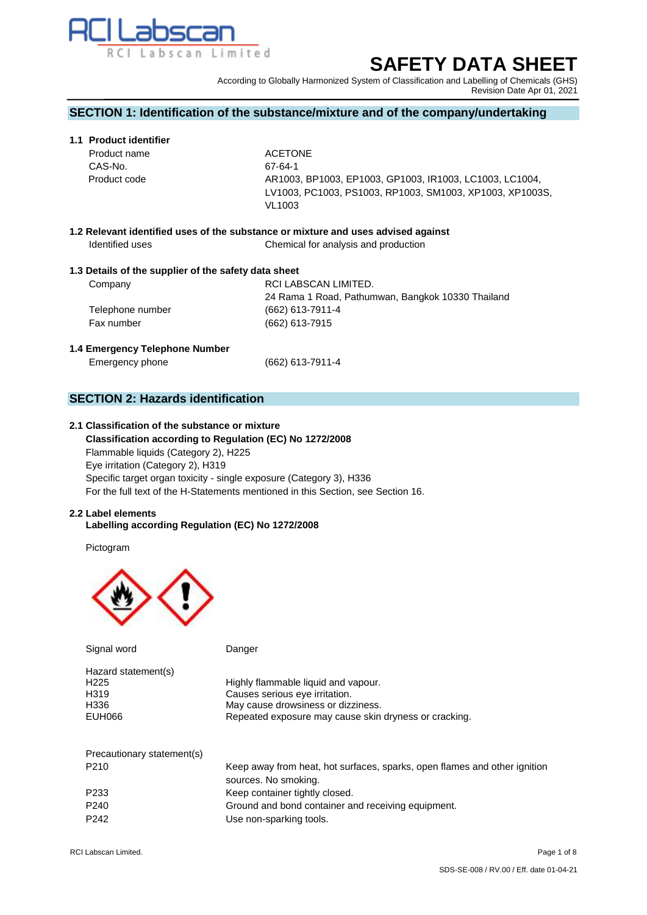RCI Labscan

RCI Labscan Limited

# SAFETY DATA SHEET

According to Globally Harmonized System of Classification and Labelling of Chemicals (GHS)
Revision Date Apr 01, 2021

## SECTION 1: Identification of the substance/mixture and of the company/undertaking

### 1.1 Product identifier

| | |
|---|---|
| Product name | ACETONE |
| CAS-No. | 67-64-1 |
| Product code | AR1003, BP1003, EP1003, GP1003, IR1003, LC1003, LC1004, LV1003, PC1003, PS1003, RP1003, SM1003, XP1003, XP1003S, VL1003 |

### 1.2 Relevant identified uses of the substance or mixture and uses advised against

| | |
|---|---|
| Identified uses | Chemical for analysis and production |

### 1.3 Details of the supplier of the safety data sheet

| | |
|---|---|
| Company | RCI LABSCAN LIMITED.<br>24 Rama 1 Road, Pathumwan, Bangkok 10330 Thailand |
| Telephone number | (662) 613-7911-4 |
| Fax number | (662) 613-7915 |

### 1.4 Emergency Telephone Number

| | |
|---|---|
| Emergency phone | (662) 613-7911-4 |

## SECTION 2: Hazards identification

### 2.1 Classification of the substance or mixture

**Classification according to Regulation (EC) No 1272/2008**

Flammable liquids (Category 2), H225
Eye irritation (Category 2), H319
Specific target organ toxicity - single exposure (Category 3), H336
For the full text of the H-Statements mentioned in this Section, see Section 16.

### 2.2 Label elements

**Labelling according Regulation (EC) No 1272/2008**

Pictogram

Signal word: Danger

Hazard statement(s)

| | |
|---|---|
| H225 | Highly flammable liquid and vapour. |
| H319 | Causes serious eye irritation. |
| H336 | May cause drowsiness or dizziness. |
| EUH066 | Repeated exposure may cause skin dryness or cracking. |

Precautionary statement(s)

| | |
|---|---|
| P210 | Keep away from heat, hot surfaces, sparks, open flames and other ignition sources. No smoking. |
| P233 | Keep container tightly closed. |
| P240 | Ground and bond container and receiving equipment. |
| P242 | Use non-sparking tools. |

RCI Labscan Limited.

SDS-SE-008 / RV.00 / Eff. date 01-04-21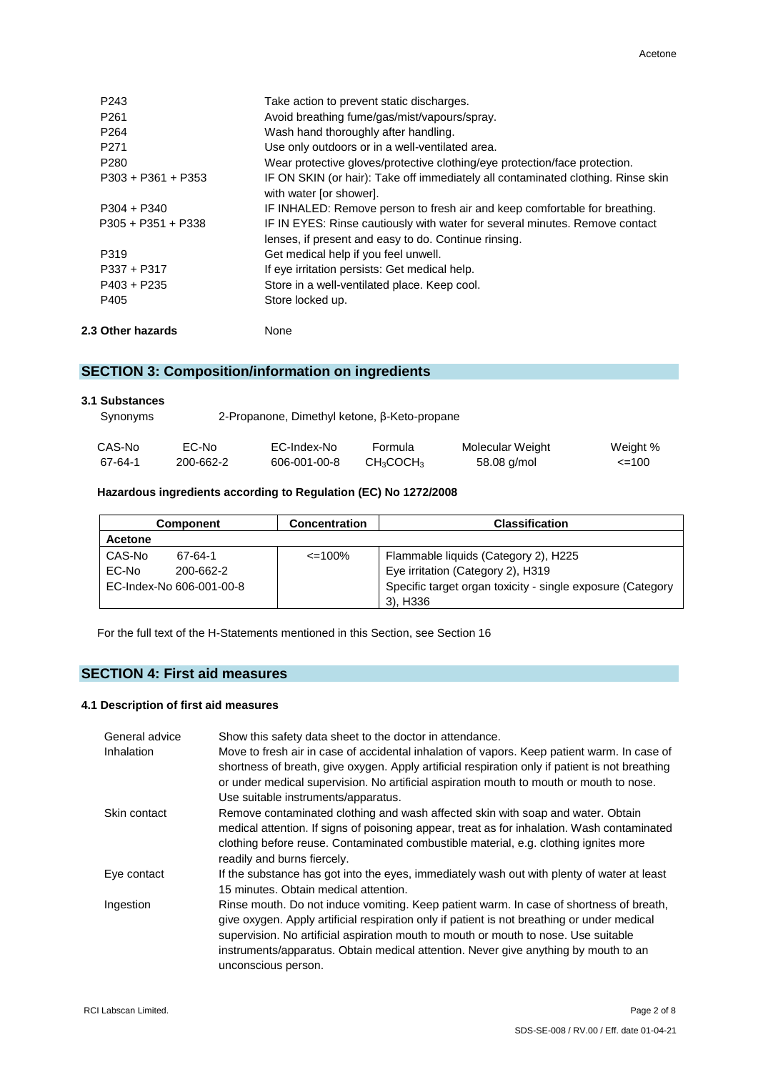| | |
|---|---|
| P243 | Take action to prevent static discharges. |
| P261 | Avoid breathing fume/gas/mist/vapours/spray. |
| P264 | Wash hand thoroughly after handling. |
| P271 | Use only outdoors or in a well-ventilated area. |
| P280 | Wear protective gloves/protective clothing/eye protection/face protection. |
| P303 + P361 + P353 | IF ON SKIN (or hair): Take off immediately all contaminated clothing. Rinse skin with water [or shower]. |
| P304 + P340 | IF INHALED: Remove person to fresh air and keep comfortable for breathing. |
| P305 + P351 + P338 | IF IN EYES: Rinse cautiously with water for several minutes. Remove contact lenses, if present and easy to do. Continue rinsing. |
| P319 | Get medical help if you feel unwell. |
| P337 + P317 | If eye irritation persists: Get medical help. |
| P403 + P235 | Store in a well-ventilated place. Keep cool. |
| P405 | Store locked up. |

**2.3 Other hazards** None

## SECTION 3: Composition/information on ingredients

### 3.1 Substances

Synonyms 2-Propanone, Dimethyl ketone, β-Keto-propane

| CAS-No | EC-No | EC-Index-No | Formula | Molecular Weight | Weight % |
|---|---|---|---|---|---|
| 67-64-1 | 200-662-2 | 606-001-00-8 | $CH_3COCH_3$ | 58.08 g/mol | <=100 |

**Hazardous ingredients according to Regulation (EC) No 1272/2008**

| Component | Concentration | Classification |
|---|---|---|
| **Acetone** | | |
| CAS-No 67-64-1<br>EC-No 200-662-2<br>EC-Index-No 606-001-00-8 | <=100% | Flammable liquids (Category 2), H225<br>Eye irritation (Category 2), H319<br>Specific target organ toxicity - single exposure (Category 3), H336 |

For the full text of the H-Statements mentioned in this Section, see Section 16

## SECTION 4: First aid measures

### 4.1 Description of first aid measures

| | |
|---|---|
| General advice | Show this safety data sheet to the doctor in attendance. |
| Inhalation | Move to fresh air in case of accidental inhalation of vapors. Keep patient warm. In case of shortness of breath, give oxygen. Apply artificial respiration only if patient is not breathing or under medical supervision. No artificial aspiration mouth to mouth or mouth to nose. Use suitable instruments/apparatus. |
| Skin contact | Remove contaminated clothing and wash affected skin with soap and water. Obtain medical attention. If signs of poisoning appear, treat as for inhalation. Wash contaminated clothing before reuse. Contaminated combustible material, e.g. clothing ignites more readily and burns fiercely. |
| Eye contact | If the substance has got into the eyes, immediately wash out with plenty of water at least 15 minutes. Obtain medical attention. |
| Ingestion | Rinse mouth. Do not induce vomiting. Keep patient warm. In case of shortness of breath, give oxygen. Apply artificial respiration only if patient is not breathing or under medical supervision. No artificial aspiration mouth to mouth or mouth to nose. Use suitable instruments/apparatus. Obtain medical attention. Never give anything by mouth to an unconscious person. |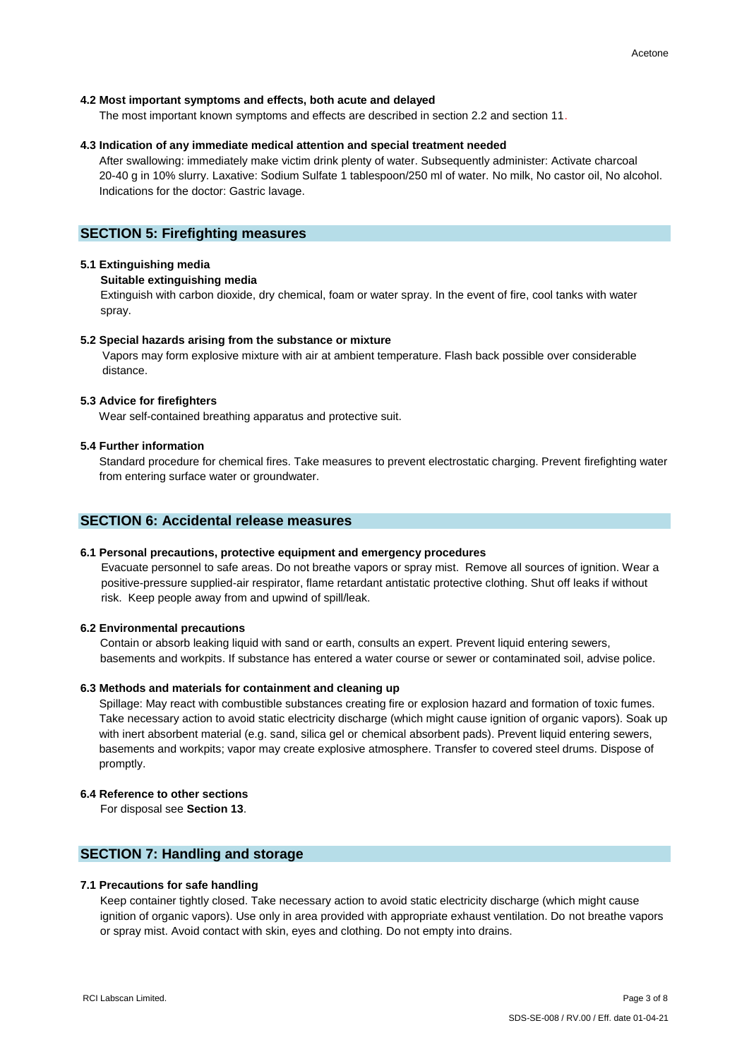### 4.2 Most important symptoms and effects, both acute and delayed

The most important known symptoms and effects are described in section 2.2 and section 11.

### 4.3 Indication of any immediate medical attention and special treatment needed

After swallowing: immediately make victim drink plenty of water. Subsequently administer: Activate charcoal 20-40 g in 10% slurry. Laxative: Sodium Sulfate 1 tablespoon/250 ml of water. No milk, No castor oil, No alcohol. Indications for the doctor: Gastric lavage.

## SECTION 5: Firefighting measures

### 5.1 Extinguishing media

**Suitable extinguishing media**

Extinguish with carbon dioxide, dry chemical, foam or water spray. In the event of fire, cool tanks with water spray.

### 5.2 Special hazards arising from the substance or mixture

Vapors may form explosive mixture with air at ambient temperature. Flash back possible over considerable distance.

### 5.3 Advice for firefighters

Wear self-contained breathing apparatus and protective suit.

### 5.4 Further information

Standard procedure for chemical fires. Take measures to prevent electrostatic charging. Prevent firefighting water from entering surface water or groundwater.

## SECTION 6: Accidental release measures

### 6.1 Personal precautions, protective equipment and emergency procedures

Evacuate personnel to safe areas. Do not breathe vapors or spray mist. Remove all sources of ignition. Wear a positive-pressure supplied-air respirator, flame retardant antistatic protective clothing. Shut off leaks if without risk. Keep people away from and upwind of spill/leak.

### 6.2 Environmental precautions

Contain or absorb leaking liquid with sand or earth, consults an expert. Prevent liquid entering sewers, basements and workpits. If substance has entered a water course or sewer or contaminated soil, advise police.

### 6.3 Methods and materials for containment and cleaning up

Spillage: May react with combustible substances creating fire or explosion hazard and formation of toxic fumes. Take necessary action to avoid static electricity discharge (which might cause ignition of organic vapors). Soak up with inert absorbent material (e.g. sand, silica gel or chemical absorbent pads). Prevent liquid entering sewers, basements and workpits; vapor may create explosive atmosphere. Transfer to covered steel drums. Dispose of promptly.

### 6.4 Reference to other sections

For disposal see **Section 13**.

## SECTION 7: Handling and storage

### 7.1 Precautions for safe handling

Keep container tightly closed. Take necessary action to avoid static electricity discharge (which might cause ignition of organic vapors). Use only in area provided with appropriate exhaust ventilation. Do not breathe vapors or spray mist. Avoid contact with skin, eyes and clothing. Do not empty into drains.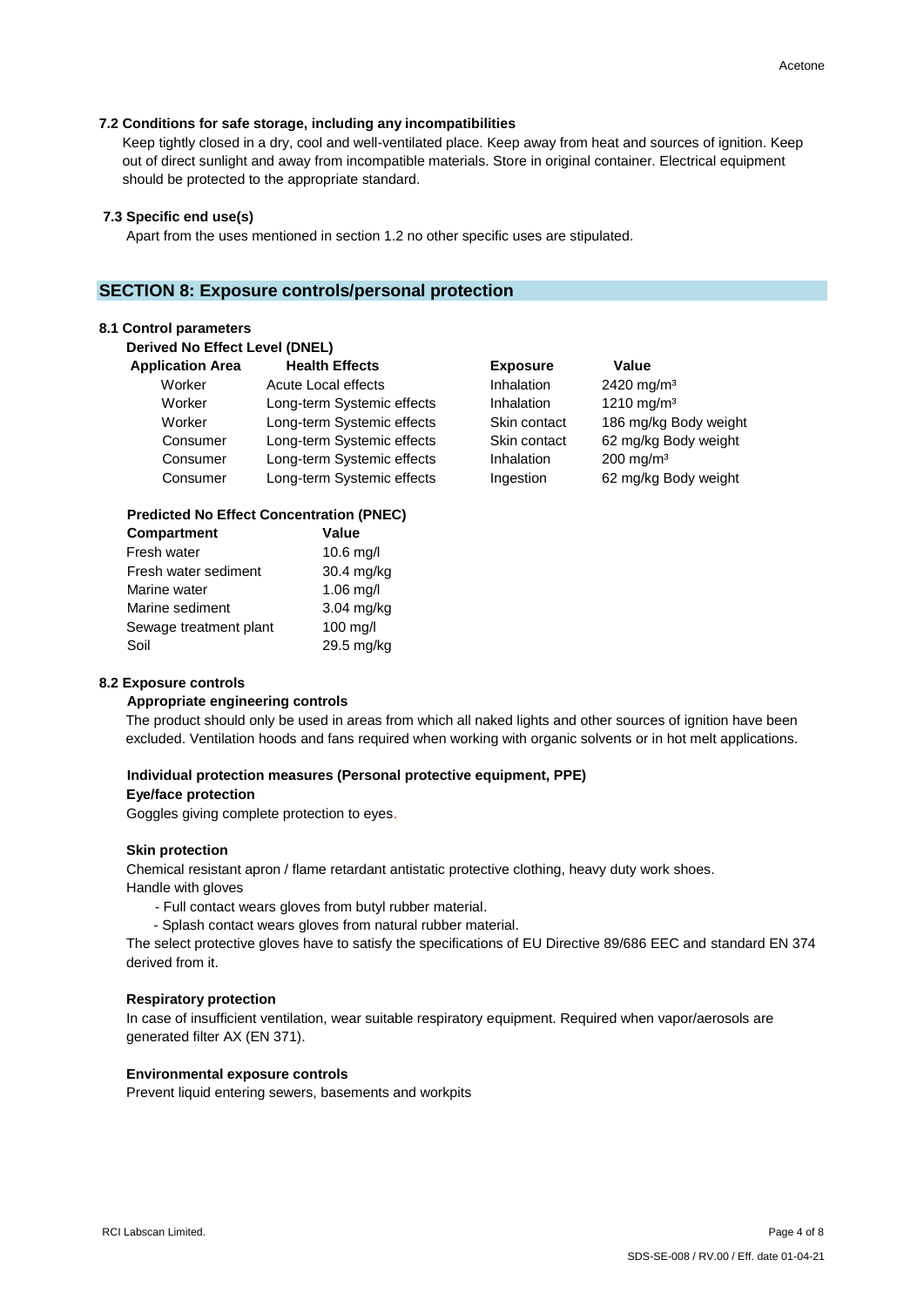### 7.2 Conditions for safe storage, including any incompatibilities

Keep tightly closed in a dry, cool and well-ventilated place. Keep away from heat and sources of ignition. Keep out of direct sunlight and away from incompatible materials. Store in original container. Electrical equipment should be protected to the appropriate standard.

### 7.3 Specific end use(s)

Apart from the uses mentioned in section 1.2 no other specific uses are stipulated.

## SECTION 8: Exposure controls/personal protection

### 8.1 Control parameters

**Derived No Effect Level (DNEL)**

| Application Area | Health Effects | Exposure | Value |
|---|---|---|---|
| Worker | Acute Local effects | Inhalation | 2420 mg/m³ |
| Worker | Long-term Systemic effects | Inhalation | 1210 mg/m³ |
| Worker | Long-term Systemic effects | Skin contact | 186 mg/kg Body weight |
| Consumer | Long-term Systemic effects | Skin contact | 62 mg/kg Body weight |
| Consumer | Long-term Systemic effects | Inhalation | 200 mg/m³ |
| Consumer | Long-term Systemic effects | Ingestion | 62 mg/kg Body weight |

**Predicted No Effect Concentration (PNEC)**

| Compartment | Value |
|---|---|
| Fresh water | 10.6 mg/l |
| Fresh water sediment | 30.4 mg/kg |
| Marine water | 1.06 mg/l |
| Marine sediment | 3.04 mg/kg |
| Sewage treatment plant | 100 mg/l |
| Soil | 29.5 mg/kg |

### 8.2 Exposure controls

**Appropriate engineering controls**

The product should only be used in areas from which all naked lights and other sources of ignition have been excluded. Ventilation hoods and fans required when working with organic solvents or in hot melt applications.

**Individual protection measures (Personal protective equipment, PPE)**

**Eye/face protection**

Goggles giving complete protection to eyes.

**Skin protection**

Chemical resistant apron / flame retardant antistatic protective clothing, heavy duty work shoes.
Handle with gloves

- Full contact wears gloves from butyl rubber material.
- Splash contact wears gloves from natural rubber material.

The select protective gloves have to satisfy the specifications of EU Directive 89/686 EEC and standard EN 374 derived from it.

**Respiratory protection**

In case of insufficient ventilation, wear suitable respiratory equipment. Required when vapor/aerosols are generated filter AX (EN 371).

**Environmental exposure controls**

Prevent liquid entering sewers, basements and workpits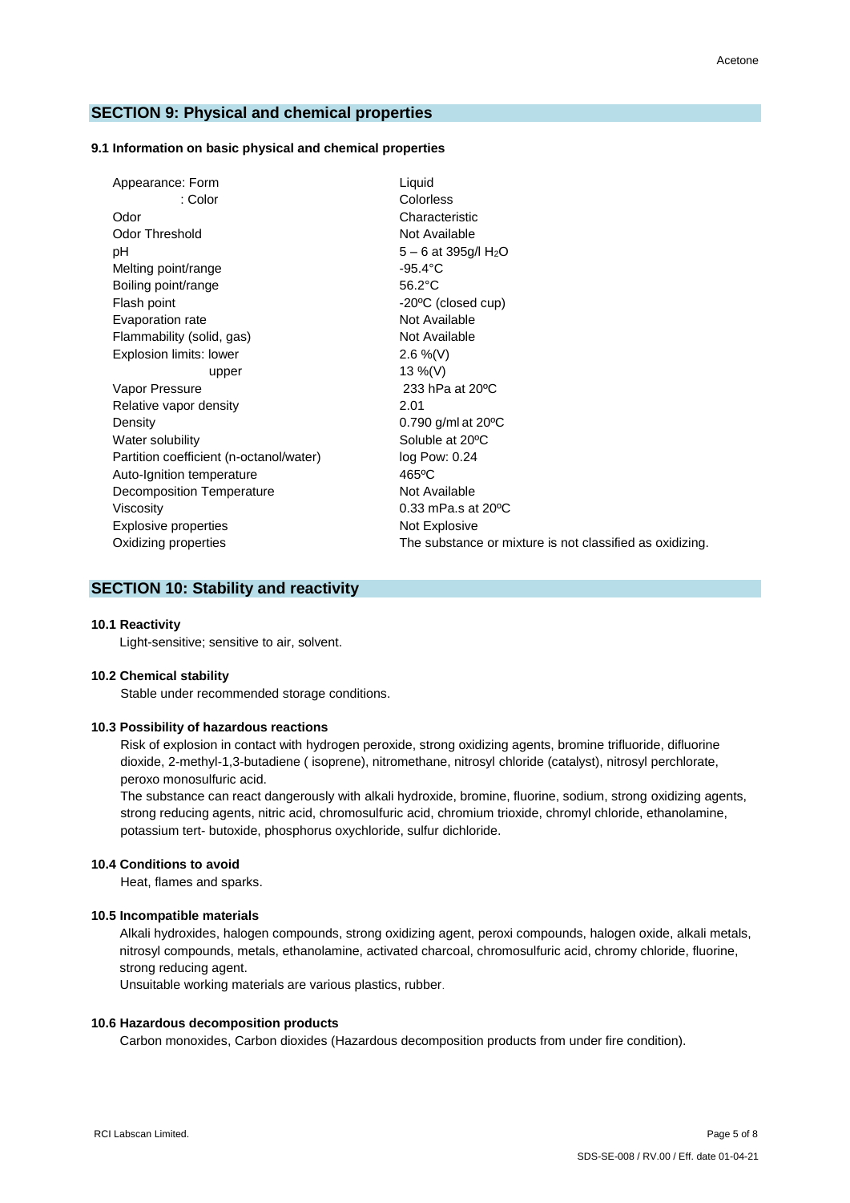## SECTION 9: Physical and chemical properties

### 9.1 Information on basic physical and chemical properties

| Property | Value |
|---|---|
| Appearance: Form | Liquid |
| : Color | Colorless |
| Odor | Characteristic |
| Odor Threshold | Not Available |
| pH | 5 – 6 at 395g/l $H_2O$ |
| Melting point/range | -95.4°C |
| Boiling point/range | 56.2°C |
| Flash point | -20ºC (closed cup) |
| Evaporation rate | Not Available |
| Flammability (solid, gas) | Not Available |
| Explosion limits: lower | 2.6 %(V) |
| upper | 13 %(V) |
| Vapor Pressure | 233 hPa at 20ºC |
| Relative vapor density | 2.01 |
| Density | 0.790 g/ml at 20ºC |
| Water solubility | Soluble at 20ºC |
| Partition coefficient (n-octanol/water) | log Pow: 0.24 |
| Auto-Ignition temperature | 465ºC |
| Decomposition Temperature | Not Available |
| Viscosity | 0.33 mPa.s at 20ºC |
| Explosive properties | Not Explosive |
| Oxidizing properties | The substance or mixture is not classified as oxidizing. |

## SECTION 10: Stability and reactivity

### 10.1 Reactivity

Light-sensitive; sensitive to air, solvent.

### 10.2 Chemical stability

Stable under recommended storage conditions.

### 10.3 Possibility of hazardous reactions

Risk of explosion in contact with hydrogen peroxide, strong oxidizing agents, bromine trifluoride, difluorine dioxide, 2-methyl-1,3-butadiene ( isoprene), nitromethane, nitrosyl chloride (catalyst), nitrosyl perchlorate, peroxo monosulfuric acid.

The substance can react dangerously with alkali hydroxide, bromine, fluorine, sodium, strong oxidizing agents, strong reducing agents, nitric acid, chromosulfuric acid, chromium trioxide, chromyl chloride, ethanolamine, potassium tert- butoxide, phosphorus oxychloride, sulfur dichloride.

### 10.4 Conditions to avoid

Heat, flames and sparks.

### 10.5 Incompatible materials

Alkali hydroxides, halogen compounds, strong oxidizing agent, peroxi compounds, halogen oxide, alkali metals, nitrosyl compounds, metals, ethanolamine, activated charcoal, chromosulfuric acid, chromy chloride, fluorine, strong reducing agent.

Unsuitable working materials are various plastics, rubber.

### 10.6 Hazardous decomposition products

Carbon monoxides, Carbon dioxides (Hazardous decomposition products from under fire condition).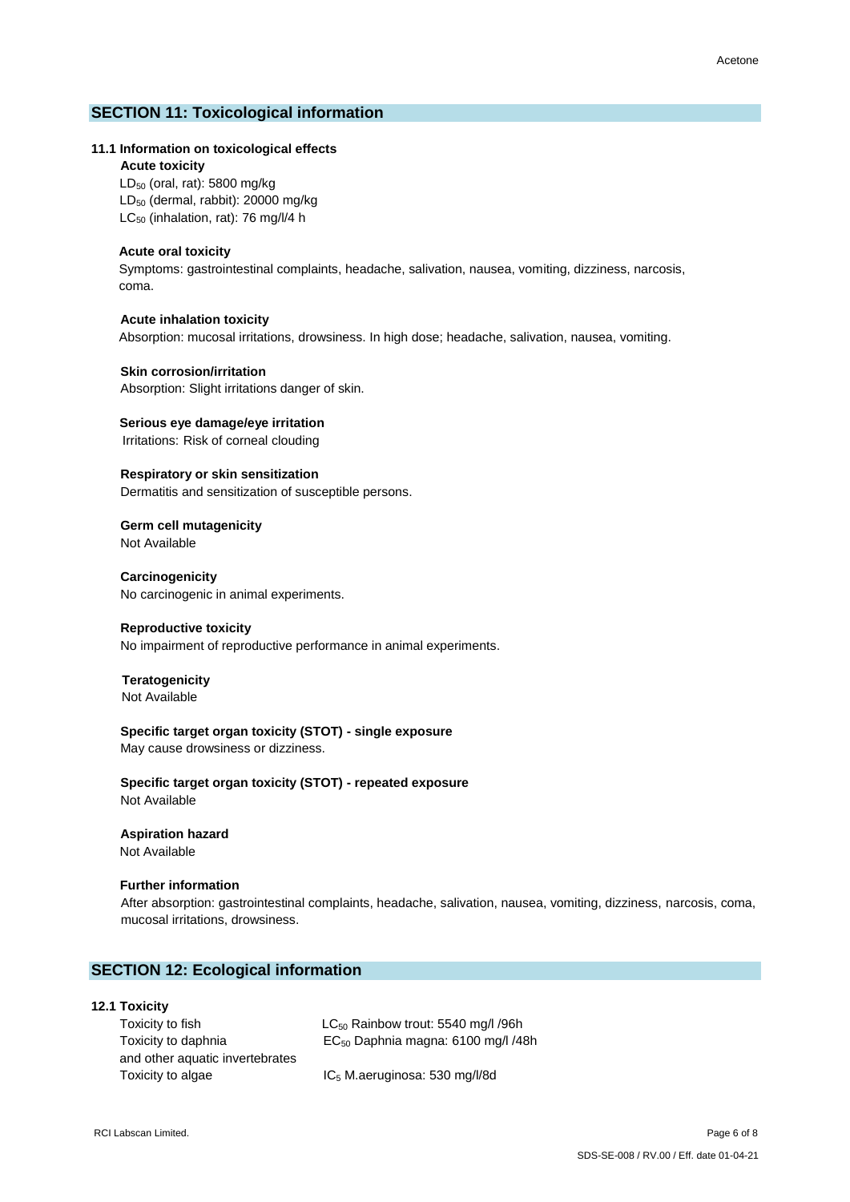## SECTION 11: Toxicological information

### 11.1 Information on toxicological effects

**Acute toxicity**

$LD_{50}$ (oral, rat): 5800 mg/kg
$LD_{50}$ (dermal, rabbit): 20000 mg/kg
$LC_{50}$ (inhalation, rat): 76 mg/l/4 h

**Acute oral toxicity**

Symptoms: gastrointestinal complaints, headache, salivation, nausea, vomiting, dizziness, narcosis, coma.

**Acute inhalation toxicity**

Absorption: mucosal irritations, drowsiness. In high dose; headache, salivation, nausea, vomiting.

**Skin corrosion/irritation**

Absorption: Slight irritations danger of skin.

**Serious eye damage/eye irritation**

Irritations: Risk of corneal clouding

**Respiratory or skin sensitization**

Dermatitis and sensitization of susceptible persons.

**Germ cell mutagenicity**

Not Available

**Carcinogenicity**

No carcinogenic in animal experiments.

**Reproductive toxicity**

No impairment of reproductive performance in animal experiments.

**Teratogenicity**

Not Available

**Specific target organ toxicity (STOT) - single exposure**

May cause drowsiness or dizziness.

**Specific target organ toxicity (STOT) - repeated exposure**

Not Available

**Aspiration hazard**

Not Available

**Further information**

After absorption: gastrointestinal complaints, headache, salivation, nausea, vomiting, dizziness, narcosis, coma, mucosal irritations, drowsiness.

## SECTION 12: Ecological information

### 12.1 Toxicity

| | |
|---|---|
| Toxicity to fish | $LC_{50}$ Rainbow trout: 5540 mg/l /96h |
| Toxicity to daphnia and other aquatic invertebrates | $EC_{50}$ Daphnia magna: 6100 mg/l /48h |
| Toxicity to algae | $IC_5$ M.aeruginosa: 530 mg/l/8d |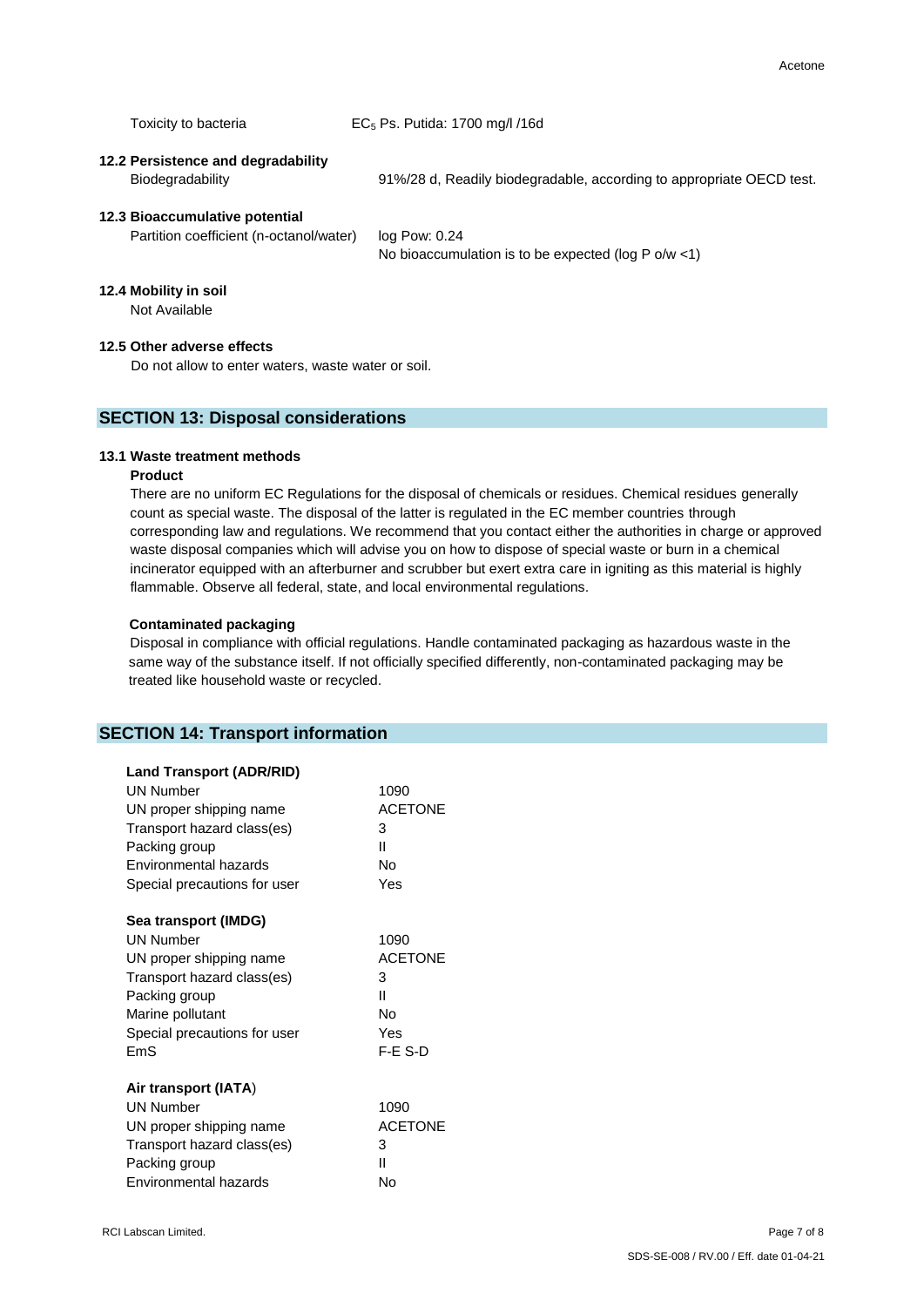| | |
|---|---|
| Toxicity to bacteria | $EC_5$ Ps. Putida: 1700 mg/l /16d |

**12.2 Persistence and degradability**

| | |
|---|---|
| Biodegradability | 91%/28 d, Readily biodegradable, according to appropriate OECD test. |

**12.3 Bioaccumulative potential**

| | |
|---|---|
| Partition coefficient (n-octanol/water) | log Pow: 0.24<br>No bioaccumulation is to be expected (log P o/w <1) |

**12.4 Mobility in soil**

Not Available

**12.5 Other adverse effects**

Do not allow to enter waters, waste water or soil.

## SECTION 13: Disposal considerations

**13.1 Waste treatment methods**

**Product**

There are no uniform EC Regulations for the disposal of chemicals or residues. Chemical residues generally count as special waste. The disposal of the latter is regulated in the EC member countries through corresponding law and regulations. We recommend that you contact either the authorities in charge or approved waste disposal companies which will advise you on how to dispose of special waste or burn in a chemical incinerator equipped with an afterburner and scrubber but exert extra care in igniting as this material is highly flammable. Observe all federal, state, and local environmental regulations.

**Contaminated packaging**

Disposal in compliance with official regulations. Handle contaminated packaging as hazardous waste in the same way of the substance itself. If not officially specified differently, non-contaminated packaging may be treated like household waste or recycled.

## SECTION 14: Transport information

**Land Transport (ADR/RID)**

| | |
|---|---|
| UN Number | 1090 |
| UN proper shipping name | ACETONE |
| Transport hazard class(es) | 3 |
| Packing group | II |
| Environmental hazards | No |
| Special precautions for user | Yes |

**Sea transport (IMDG)**

| | |
|---|---|
| UN Number | 1090 |
| UN proper shipping name | ACETONE |
| Transport hazard class(es) | 3 |
| Packing group | II |
| Marine pollutant | No |
| Special precautions for user | Yes |
| EmS | F-E S-D |

**Air transport (IATA)**

| | |
|---|---|
| UN Number | 1090 |
| UN proper shipping name | ACETONE |
| Transport hazard class(es) | 3 |
| Packing group | II |
| Environmental hazards | No |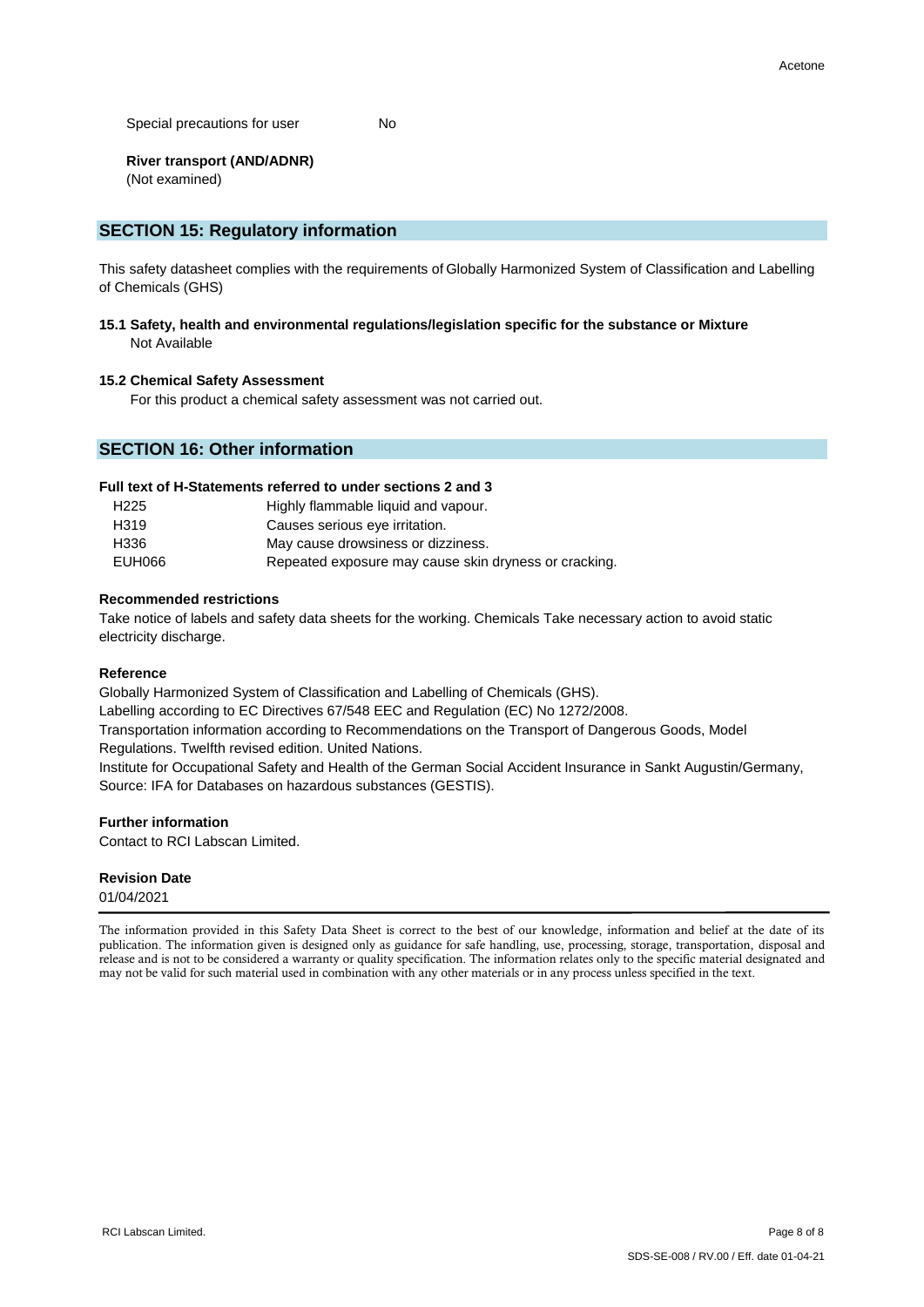Special precautions for user No

**River transport (AND/ADNR)**
(Not examined)

## SECTION 15: Regulatory information

This safety datasheet complies with the requirements of Globally Harmonized System of Classification and Labelling of Chemicals (GHS)

**15.1 Safety, health and environmental regulations/legislation specific for the substance or Mixture**
Not Available

**15.2 Chemical Safety Assessment**
For this product a chemical safety assessment was not carried out.

## SECTION 16: Other information

**Full text of H-Statements referred to under sections 2 and 3**

| | |
|---|---|
| H225 | Highly flammable liquid and vapour. |
| H319 | Causes serious eye irritation. |
| H336 | May cause drowsiness or dizziness. |
| EUH066 | Repeated exposure may cause skin dryness or cracking. |

**Recommended restrictions**

Take notice of labels and safety data sheets for the working. Chemicals Take necessary action to avoid static electricity discharge.

**Reference**

Globally Harmonized System of Classification and Labelling of Chemicals (GHS).
Labelling according to EC Directives 67/548 EEC and Regulation (EC) No 1272/2008.
Transportation information according to Recommendations on the Transport of Dangerous Goods, Model Regulations. Twelfth revised edition. United Nations.
Institute for Occupational Safety and Health of the German Social Accident Insurance in Sankt Augustin/Germany, Source: IFA for Databases on hazardous substances (GESTIS).

**Further information**

Contact to RCI Labscan Limited.

**Revision Date**

01/04/2021

The information provided in this Safety Data Sheet is correct to the best of our knowledge, information and belief at the date of its publication. The information given is designed only as guidance for safe handling, use, processing, storage, transportation, disposal and release and is not to be considered a warranty or quality specification. The information relates only to the specific material designated and may not be valid for such material used in combination with any other materials or in any process unless specified in the text.